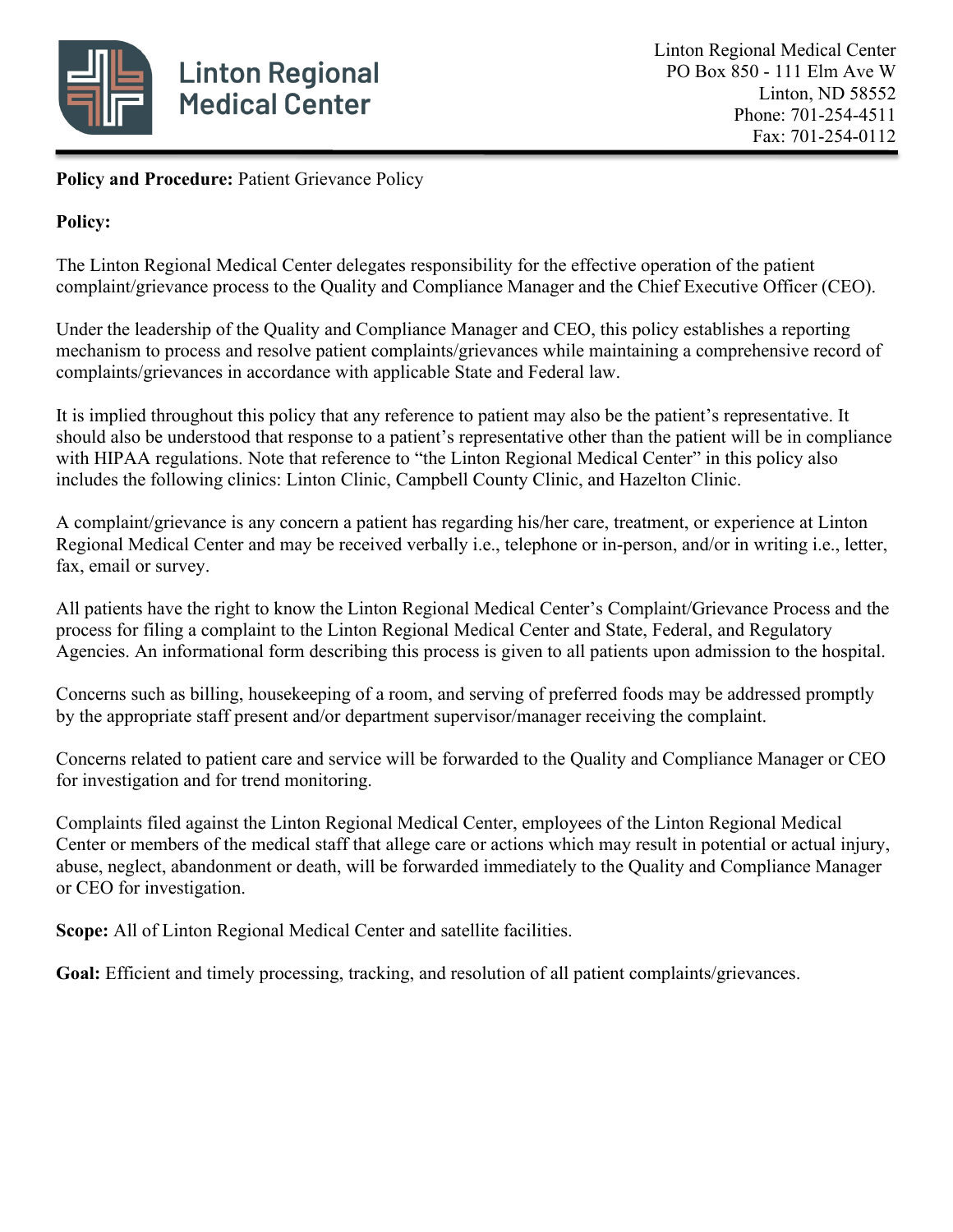Linton Regional Medical Center

Linton Regional Medical Center
PO Box 850 - 111 Elm Ave W
Linton, ND 58552
Phone: 701-254-4511
Fax: 701-254-0112

**Policy and Procedure:** Patient Grievance Policy

**Policy:**

The Linton Regional Medical Center delegates responsibility for the effective operation of the patient complaint/grievance process to the Quality and Compliance Manager and the Chief Executive Officer (CEO).

Under the leadership of the Quality and Compliance Manager and CEO, this policy establishes a reporting mechanism to process and resolve patient complaints/grievances while maintaining a comprehensive record of complaints/grievances in accordance with applicable State and Federal law.

It is implied throughout this policy that any reference to patient may also be the patient's representative. It should also be understood that response to a patient's representative other than the patient will be in compliance with HIPAA regulations. Note that reference to "the Linton Regional Medical Center" in this policy also includes the following clinics: Linton Clinic, Campbell County Clinic, and Hazelton Clinic.

A complaint/grievance is any concern a patient has regarding his/her care, treatment, or experience at Linton Regional Medical Center and may be received verbally i.e., telephone or in-person, and/or in writing i.e., letter, fax, email or survey.

All patients have the right to know the Linton Regional Medical Center's Complaint/Grievance Process and the process for filing a complaint to the Linton Regional Medical Center and State, Federal, and Regulatory Agencies. An informational form describing this process is given to all patients upon admission to the hospital.

Concerns such as billing, housekeeping of a room, and serving of preferred foods may be addressed promptly by the appropriate staff present and/or department supervisor/manager receiving the complaint.

Concerns related to patient care and service will be forwarded to the Quality and Compliance Manager or CEO for investigation and for trend monitoring.

Complaints filed against the Linton Regional Medical Center, employees of the Linton Regional Medical Center or members of the medical staff that allege care or actions which may result in potential or actual injury, abuse, neglect, abandonment or death, will be forwarded immediately to the Quality and Compliance Manager or CEO for investigation.

**Scope:** All of Linton Regional Medical Center and satellite facilities.

**Goal:** Efficient and timely processing, tracking, and resolution of all patient complaints/grievances.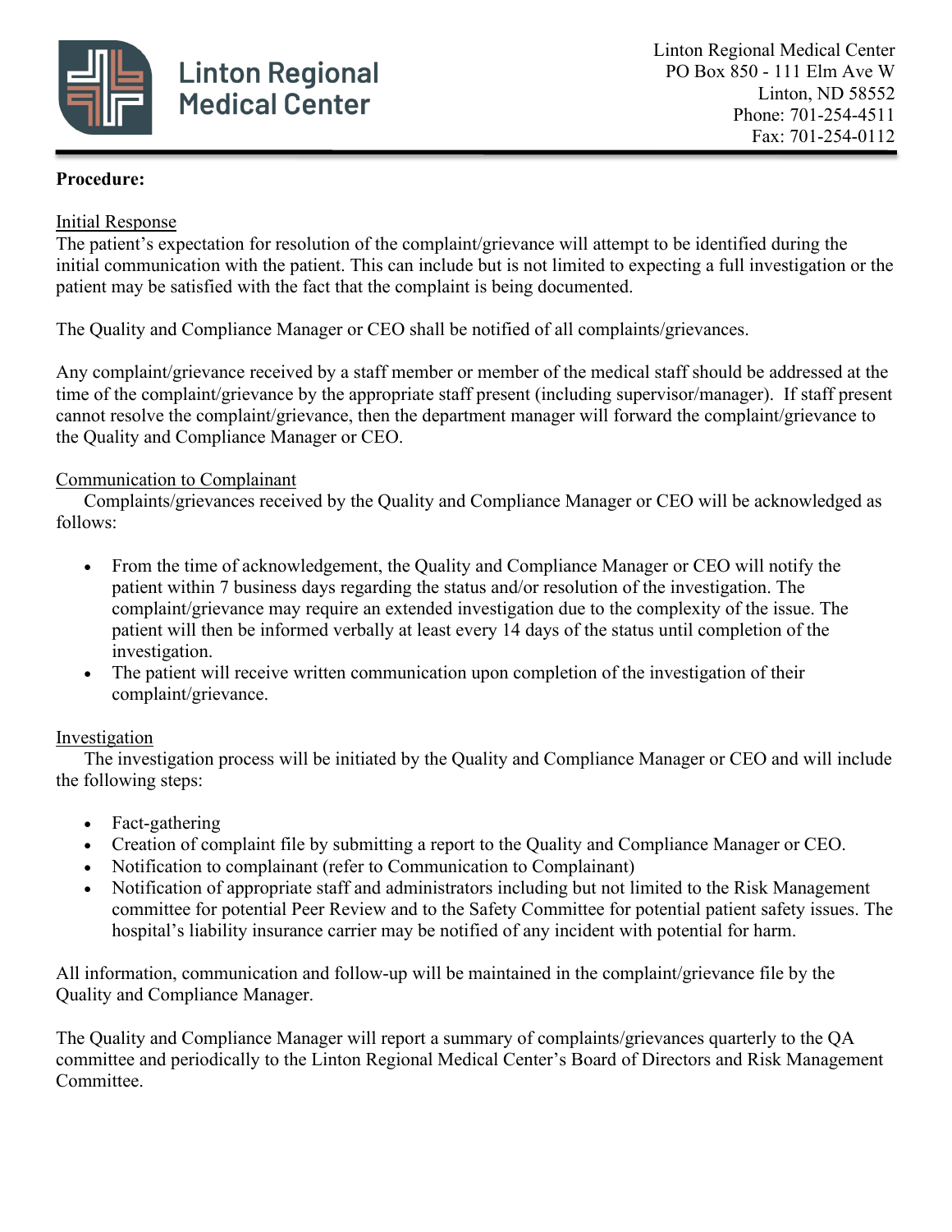**Procedure:**

Initial Response

The patient's expectation for resolution of the complaint/grievance will attempt to be identified during the initial communication with the patient. This can include but is not limited to expecting a full investigation or the patient may be satisfied with the fact that the complaint is being documented.

The Quality and Compliance Manager or CEO shall be notified of all complaints/grievances.

Any complaint/grievance received by a staff member or member of the medical staff should be addressed at the time of the complaint/grievance by the appropriate staff present (including supervisor/manager). If staff present cannot resolve the complaint/grievance, then the department manager will forward the complaint/grievance to the Quality and Compliance Manager or CEO.

Communication to Complainant

Complaints/grievances received by the Quality and Compliance Manager or CEO will be acknowledged as follows:

- From the time of acknowledgement, the Quality and Compliance Manager or CEO will notify the patient within 7 business days regarding the status and/or resolution of the investigation. The complaint/grievance may require an extended investigation due to the complexity of the issue. The patient will then be informed verbally at least every 14 days of the status until completion of the investigation.
- The patient will receive written communication upon completion of the investigation of their complaint/grievance.

Investigation

The investigation process will be initiated by the Quality and Compliance Manager or CEO and will include the following steps:

- Fact-gathering
- Creation of complaint file by submitting a report to the Quality and Compliance Manager or CEO.
- Notification to complainant (refer to Communication to Complainant)
- Notification of appropriate staff and administrators including but not limited to the Risk Management committee for potential Peer Review and to the Safety Committee for potential patient safety issues. The hospital's liability insurance carrier may be notified of any incident with potential for harm.

All information, communication and follow-up will be maintained in the complaint/grievance file by the Quality and Compliance Manager.

The Quality and Compliance Manager will report a summary of complaints/grievances quarterly to the QA committee and periodically to the Linton Regional Medical Center's Board of Directors and Risk Management Committee.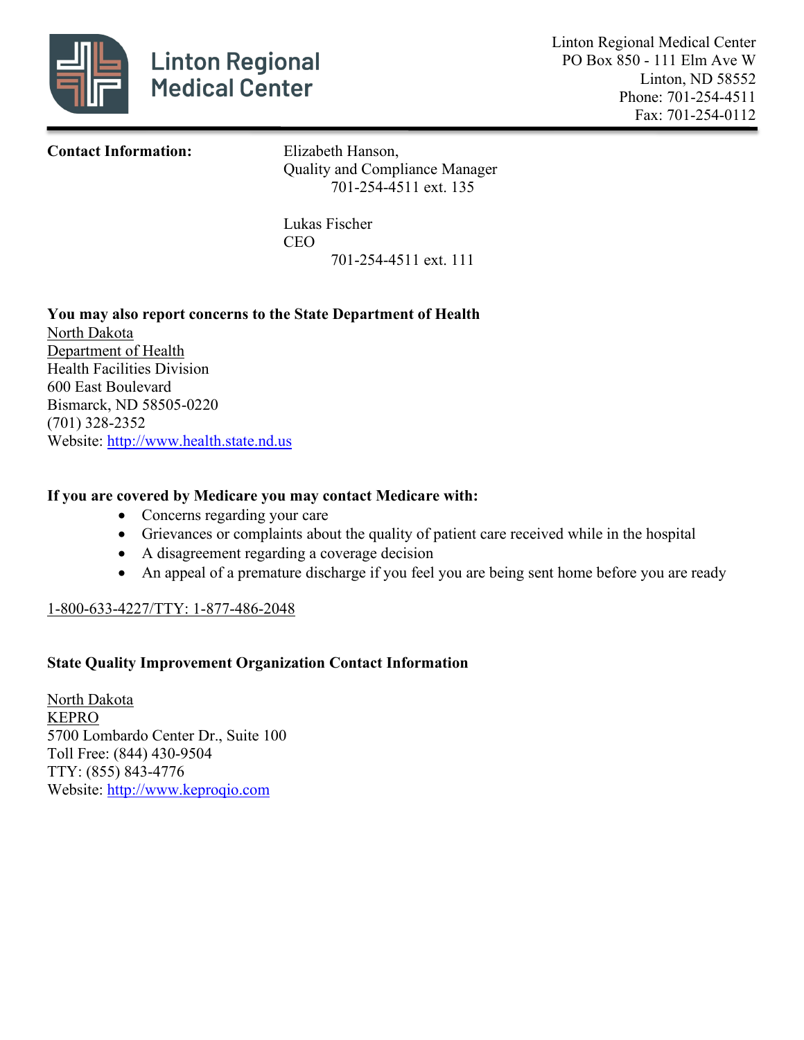**Linton Regional Medical Center**

Linton Regional Medical Center
PO Box 850 - 111 Elm Ave W
Linton, ND 58552
Phone: 701-254-4511
Fax: 701-254-0112

---

**Contact Information:**

Elizabeth Hanson,
Quality and Compliance Manager
701-254-4511 ext. 135

Lukas Fischer
CEO
701-254-4511 ext. 111

**You may also report concerns to the State Department of Health**

North Dakota
Department of Health
Health Facilities Division
600 East Boulevard
Bismarck, ND 58505-0220
(701) 328-2352
Website: http://www.health.state.nd.us

**If you are covered by Medicare you may contact Medicare with:**

- Concerns regarding your care
- Grievances or complaints about the quality of patient care received while in the hospital
- A disagreement regarding a coverage decision
- An appeal of a premature discharge if you feel you are being sent home before you are ready

1-800-633-4227/TTY: 1-877-486-2048

**State Quality Improvement Organization Contact Information**

North Dakota
KEPRO
5700 Lombardo Center Dr., Suite 100
Toll Free: (844) 430-9504
TTY: (855) 843-4776
Website: http://www.keproqio.com